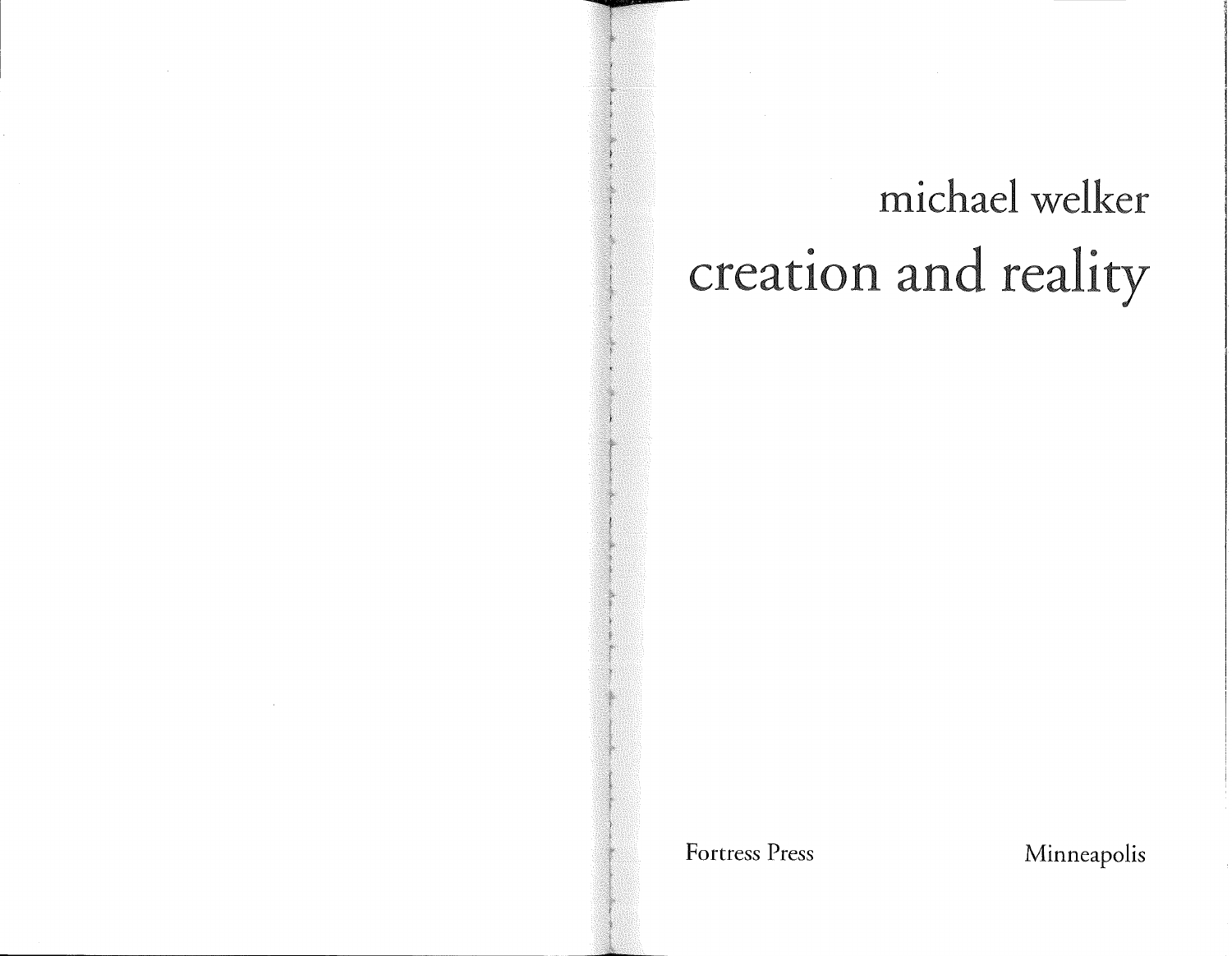michael welker

# creation and reality

Fortress Press

Minneapolis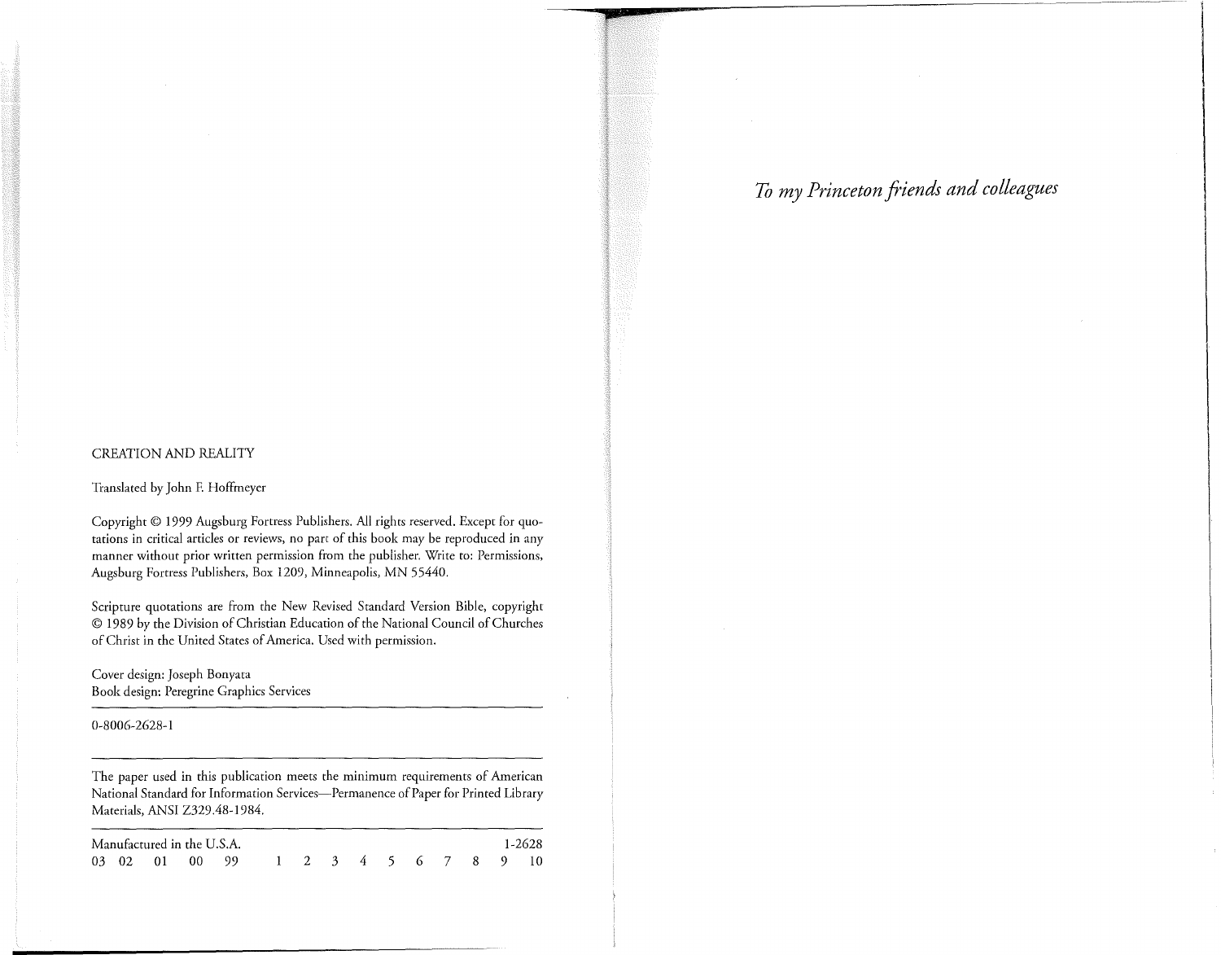CREATION AND REALITY

Translated by John F. Hoffmeyer

Copyright © 1999 Augsburg Fortress Publishers. All rights reserved. Except for quotations in critical articles or reviews, no part of this book may be reproduced in any manner without prior written permission from the publisher. Write to: Permissions, Augsburg Fortress Publishers, Box 1209, Minneapolis, MN 55440.

Scripture quotations are from the New Revised Standard Version Bible, copyright © 1989 by the Division of Christian Education of the National Council of Churches of Christ in the United States of America. Used with permission.

Cover design: Joseph Bonyata
Book design: Peregrine Graphics Services

---

0-8006-2628-1

---

The paper used in this publication meets the minimum requirements of American National Standard for Information Services—Permanence of Paper for Printed Library Materials, ANSI Z329.48-1984.

---

Manufactured in the U.S.A. 1-2628
03 02 01 00 99 1 2 3 4 5 6 7 8 9 10

*To my Princeton friends and colleagues*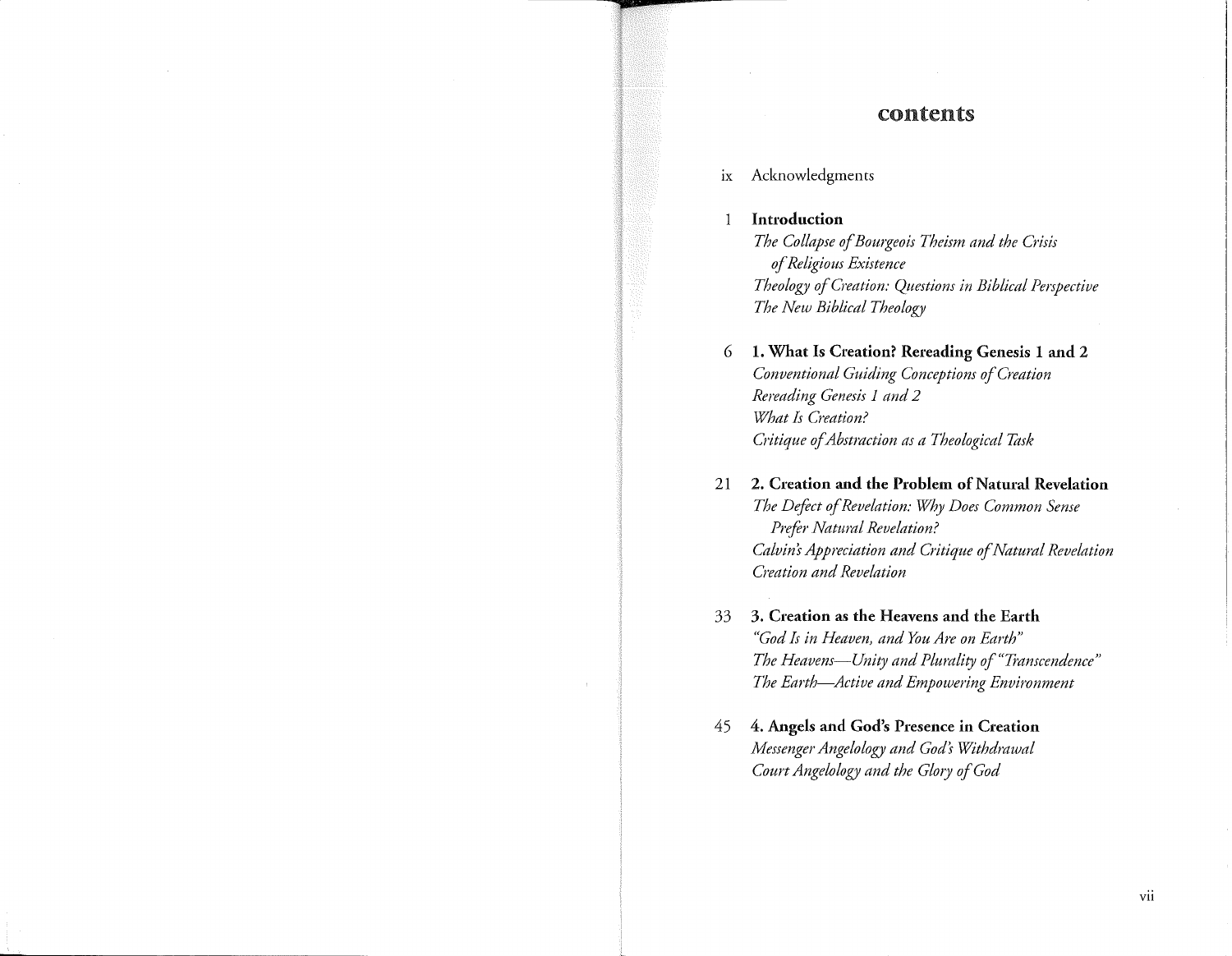# contents

ix Acknowledgments

1 **Introduction**
*The Collapse of Bourgeois Theism and the Crisis of Religious Existence*
*Theology of Creation: Questions in Biblical Perspective*
*The New Biblical Theology*

6 **1. What Is Creation? Rereading Genesis 1 and 2**
*Conventional Guiding Conceptions of Creation*
*Rereading Genesis 1 and 2*
*What Is Creation?*
*Critique of Abstraction as a Theological Task*

21 **2. Creation and the Problem of Natural Revelation**
*The Defect of Revelation: Why Does Common Sense Prefer Natural Revelation?*
*Calvin's Appreciation and Critique of Natural Revelation*
*Creation and Revelation*

33 **3. Creation as the Heavens and the Earth**
*"God Is in Heaven, and You Are on Earth"*
*The Heavens—Unity and Plurality of "Transcendence"*
*The Earth—Active and Empowering Environment*

45 **4. Angels and God's Presence in Creation**
*Messenger Angelology and God's Withdrawal*
*Court Angelology and the Glory of God*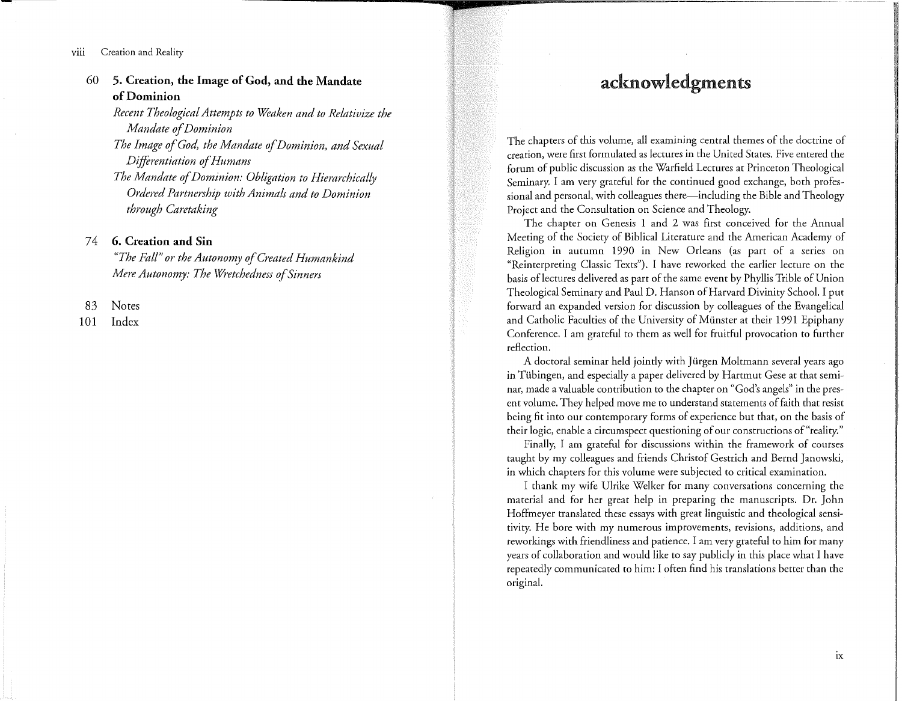60 **5. Creation, the Image of God, and the Mandate of Dominion**

*Recent Theological Attempts to Weaken and to Relativize the Mandate of Dominion*

*The Image of God, the Mandate of Dominion, and Sexual Differentiation of Humans*

*The Mandate of Dominion: Obligation to Hierarchically Ordered Partnership with Animals and to Dominion through Caretaking*

74 **6. Creation and Sin**

*"The Fall" or the Autonomy of Created Humankind*

*Mere Autonomy: The Wretchedness of Sinners*

83 Notes

101 Index

# acknowledgments

The chapters of this volume, all examining central themes of the doctrine of creation, were first formulated as lectures in the United States. Five entered the forum of public discussion as the Warfield Lectures at Princeton Theological Seminary. I am very grateful for the continued good exchange, both professional and personal, with colleagues there—including the Bible and Theology Project and the Consultation on Science and Theology.

The chapter on Genesis 1 and 2 was first conceived for the Annual Meeting of the Society of Biblical Literature and the American Academy of Religion in autumn 1990 in New Orleans (as part of a series on "Reinterpreting Classic Texts"). I have reworked the earlier lecture on the basis of lectures delivered as part of the same event by Phyllis Trible of Union Theological Seminary and Paul D. Hanson of Harvard Divinity School. I put forward an expanded version for discussion by colleagues of the Evangelical and Catholic Faculties of the University of Münster at their 1991 Epiphany Conference. I am grateful to them as well for fruitful provocation to further reflection.

A doctoral seminar held jointly with Jürgen Moltmann several years ago in Tübingen, and especially a paper delivered by Hartmut Gese at that seminar, made a valuable contribution to the chapter on "God's angels" in the present volume. They helped move me to understand statements of faith that resist being fit into our contemporary forms of experience but that, on the basis of their logic, enable a circumspect questioning of our constructions of "reality."

Finally, I am grateful for discussions within the framework of courses taught by my colleagues and friends Christof Gestrich and Bernd Janowski, in which chapters for this volume were subjected to critical examination.

I thank my wife Ulrike Welker for many conversations concerning the material and for her great help in preparing the manuscripts. Dr. John Hoffmeyer translated these essays with great linguistic and theological sensitivity. He bore with my numerous improvements, revisions, additions, and reworkings with friendliness and patience. I am very grateful to him for many years of collaboration and would like to say publicly in this place what I have repeatedly communicated to him: I often find his translations better than the original.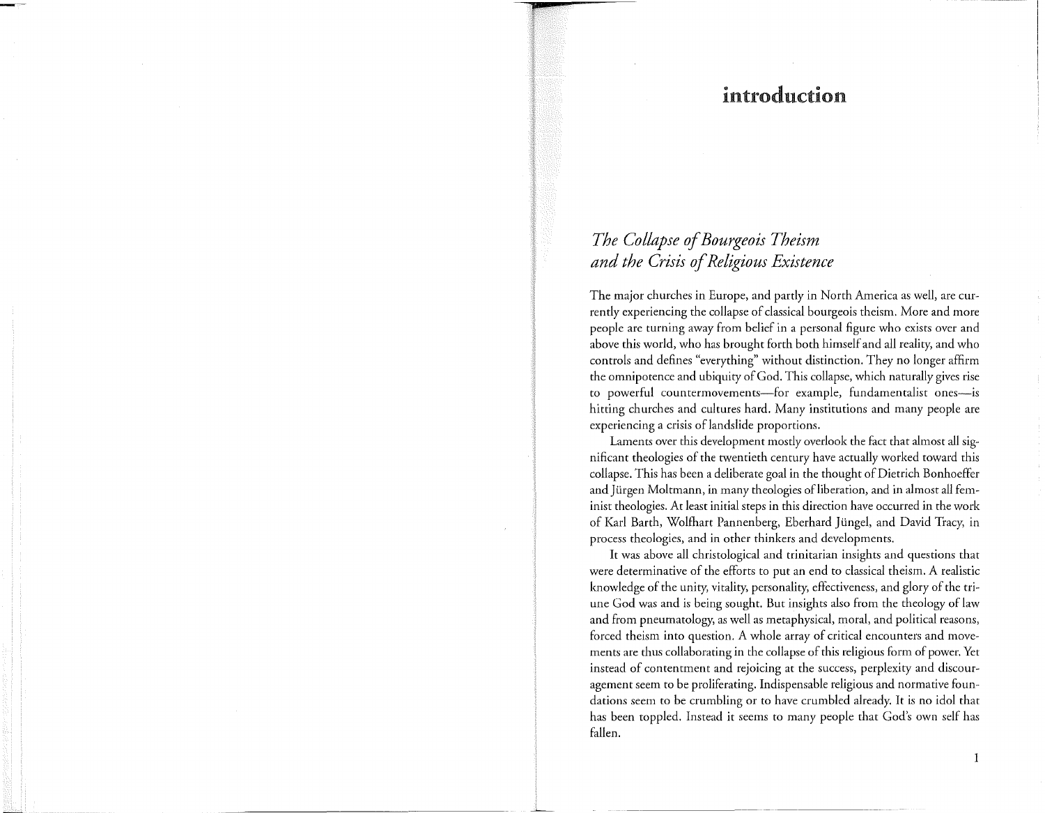# introduction

## *The Collapse of Bourgeois Theism and the Crisis of Religious Existence*

The major churches in Europe, and partly in North America as well, are currently experiencing the collapse of classical bourgeois theism. More and more people are turning away from belief in a personal figure who exists over and above this world, who has brought forth both himself and all reality, and who controls and defines "everything" without distinction. They no longer affirm the omnipotence and ubiquity of God. This collapse, which naturally gives rise to powerful countermovements—for example, fundamentalist ones—is hitting churches and cultures hard. Many institutions and many people are experiencing a crisis of landslide proportions.

Laments over this development mostly overlook the fact that almost all significant theologies of the twentieth century have actually worked toward this collapse. This has been a deliberate goal in the thought of Dietrich Bonhoeffer and Jürgen Moltmann, in many theologies of liberation, and in almost all feminist theologies. At least initial steps in this direction have occurred in the work of Karl Barth, Wolfhart Pannenberg, Eberhard Jüngel, and David Tracy, in process theologies, and in other thinkers and developments.

It was above all christological and trinitarian insights and questions that were determinative of the efforts to put an end to classical theism. A realistic knowledge of the unity, vitality, personality, effectiveness, and glory of the triune God was and is being sought. But insights also from the theology of law and from pneumatology, as well as metaphysical, moral, and political reasons, forced theism into question. A whole array of critical encounters and movements are thus collaborating in the collapse of this religious form of power. Yet instead of contentment and rejoicing at the success, perplexity and discouragement seem to be proliferating. Indispensable religious and normative foundations seem to be crumbling or to have crumbled already. It is no idol that has been toppled. Instead it seems to many people that God's own self has fallen.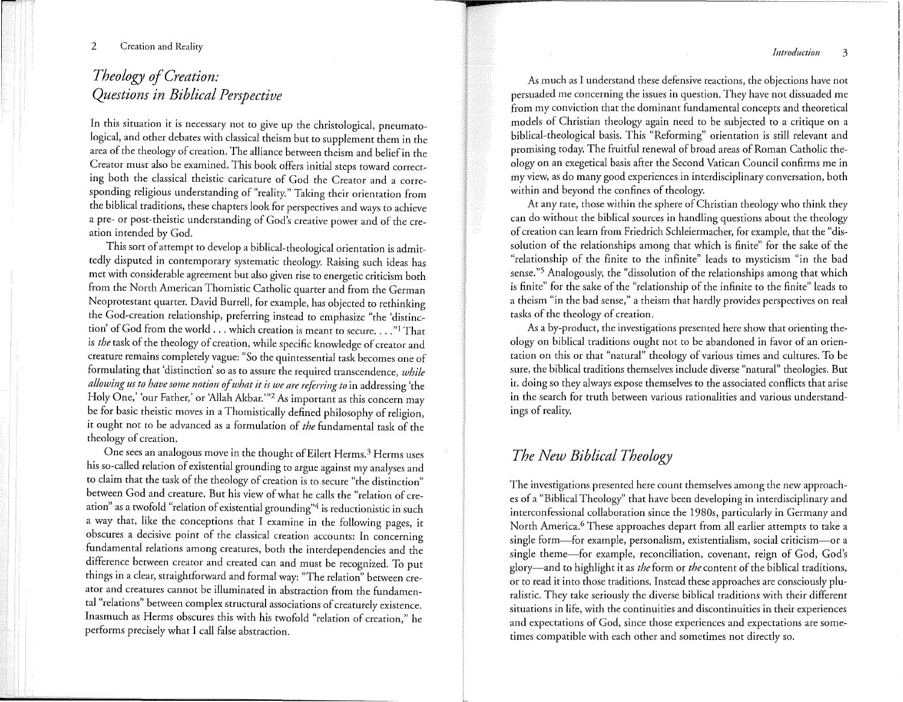## *Theology of Creation: Questions in Biblical Perspective*

In this situation it is necessary not to give up the christological, pneumatological, and other debates with classical theism but to supplement them in the area of the theology of creation. The alliance between theism and belief in the Creator must also be examined. This book offers initial steps toward correcting both the classical theistic caricature of God the Creator and a corresponding religious understanding of "reality." Taking their orientation from the biblical traditions, these chapters look for perspectives and ways to achieve a pre- or post-theistic understanding of God's creative power and of the creation intended by God.

This sort of attempt to develop a biblical-theological orientation is admittedly disputed in contemporary systematic theology. Raising such ideas has met with considerable agreement but also given rise to energetic criticism both from the North American Thomistic Catholic quarter and from the German Neoprotestant quarter. David Burrell, for example, has objected to rethinking the God-creation relationship, preferring instead to emphasize "the 'distinction' of God from the world . . . which creation is meant to secure. . . ."[1] That is *the* task of the theology of creation, while specific knowledge of creator and creature remains completely vague: "So the quintessential task becomes one of formulating that 'distinction' so as to assure the required transcendence, *while allowing us to have some notion of what it is we are referring to* in addressing 'the Holy One,' 'our Father,' or 'Allah Akbar.'"[2] As important as this concern may be for basic theistic moves in a Thomistically defined philosophy of religion, it ought not to be advanced as a formulation of *the* fundamental task of the theology of creation.

One sees an analogous move in the thought of Eilert Herms.[3] Herms uses his so-called relation of existential grounding to argue against my analyses and to claim that the task of the theology of creation is to secure "the distinction" between God and creature. But his view of what he calls the "relation of creation" as a twofold "relation of existential grounding"[4] is reductionistic in such a way that, like the conceptions that I examine in the following pages, it obscures a decisive point of the classical creation accounts: In concerning fundamental relations among creatures, both the interdependencies and the difference between creator and created can and must be recognized. To put things in a clear, straightforward and formal way: "The relation" between creator and creatures cannot be illuminated in abstraction from the fundamental "relations" between complex structural associations of creaturely existence. Inasmuch as Herms obscures this with his twofold "relation of creation," he performs precisely what I call false abstraction.

As much as I understand these defensive reactions, the objections have not persuaded me concerning the issues in question. They have not dissuaded me from my conviction that the dominant fundamental concepts and theoretical models of Christian theology again need to be subjected to a critique on a biblical-theological basis. This "Reforming" orientation is still relevant and promising today. The fruitful renewal of broad areas of Roman Catholic theology on an exegetical basis after the Second Vatican Council confirms me in my view, as do many good experiences in interdisciplinary conversation, both within and beyond the confines of theology.

At any rate, those within the sphere of Christian theology who think they can do without the biblical sources in handling questions about the theology of creation can learn from Friedrich Schleiermacher, for example, that the "dissolution of the relationships among that which is finite" for the sake of the "relationship of the finite to the infinite" leads to mysticism "in the bad sense."[5] Analogously, the "dissolution of the relationships among that which is finite" for the sake of the "relationship of the infinite to the finite" leads to a theism "in the bad sense," a theism that hardly provides perspectives on real tasks of the theology of creation.

As a by-product, the investigations presented here show that orienting theology on biblical traditions ought not to be abandoned in favor of an orientation on this or that "natural" theology of various times and cultures. To be sure, the biblical traditions themselves include diverse "natural" theologies. But in doing so they always expose themselves to the associated conflicts that arise in the search for truth between various rationalities and various understandings of reality.

## *The New Biblical Theology*

The investigations presented here count themselves among the new approaches of a "Biblical Theology" that have been developing in interdisciplinary and interconfessional collaboration since the 1980s, particularly in Germany and North America.[6] These approaches depart from all earlier attempts to take a single form—for example, personalism, existentialism, social criticism—or a single theme—for example, reconciliation, covenant, reign of God, God's glory—and to highlight it as *the* form or *the* content of the biblical traditions, or to read it into those traditions. Instead these approaches are consciously pluralistic. They take seriously the diverse biblical traditions with their different situations in life, with the continuities and discontinuities in their experiences and expectations of God, since those experiences and expectations are sometimes compatible with each other and sometimes not directly so.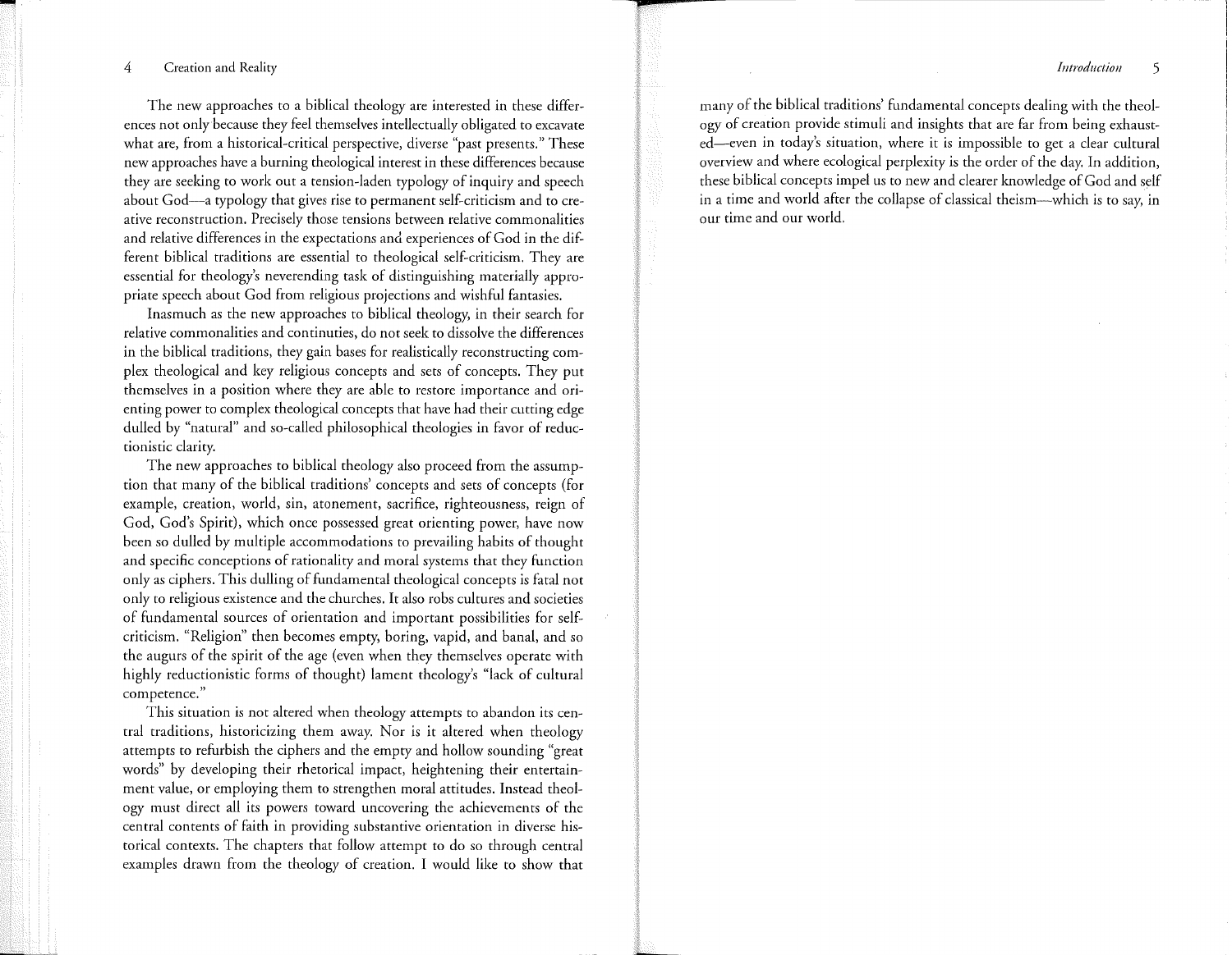The new approaches to a biblical theology are interested in these differences not only because they feel themselves intellectually obligated to excavate what are, from a historical-critical perspective, diverse "past presents." These new approaches have a burning theological interest in these differences because they are seeking to work out a tension-laden typology of inquiry and speech about God—a typology that gives rise to permanent self-criticism and to creative reconstruction. Precisely those tensions between relative commonalities and relative differences in the expectations and experiences of God in the different biblical traditions are essential to theological self-criticism. They are essential for theology's neverending task of distinguishing materially appropriate speech about God from religious projections and wishful fantasies.

Inasmuch as the new approaches to biblical theology, in their search for relative commonalities and continuties, do not seek to dissolve the differences in the biblical traditions, they gain bases for realistically reconstructing complex theological and key religious concepts and sets of concepts. They put themselves in a position where they are able to restore importance and orienting power to complex theological concepts that have had their cutting edge dulled by "natural" and so-called philosophical theologies in favor of reductionistic clarity.

The new approaches to biblical theology also proceed from the assumption that many of the biblical traditions' concepts and sets of concepts (for example, creation, world, sin, atonement, sacrifice, righteousness, reign of God, God's Spirit), which once possessed great orienting power, have now been so dulled by multiple accommodations to prevailing habits of thought and specific conceptions of rationality and moral systems that they function only as ciphers. This dulling of fundamental theological concepts is fatal not only to religious existence and the churches. It also robs cultures and societies of fundamental sources of orientation and important possibilities for self-criticism. "Religion" then becomes empty, boring, vapid, and banal, and so the augurs of the spirit of the age (even when they themselves operate with highly reductionistic forms of thought) lament theology's "lack of cultural competence."

This situation is not altered when theology attempts to abandon its central traditions, historicizing them away. Nor is it altered when theology attempts to refurbish the ciphers and the empty and hollow sounding "great words" by developing their rhetorical impact, heightening their entertainment value, or employing them to strengthen moral attitudes. Instead theology must direct all its powers toward uncovering the achievements of the central contents of faith in providing substantive orientation in diverse historical contexts. The chapters that follow attempt to do so through central examples drawn from the theology of creation. I would like to show that many of the biblical traditions' fundamental concepts dealing with the theology of creation provide stimuli and insights that are far from being exhausted—even in today's situation, where it is impossible to get a clear cultural overview and where ecological perplexity is the order of the day. In addition, these biblical concepts impel us to new and clearer knowledge of God and self in a time and world after the collapse of classical theism—which is to say, in our time and our world.